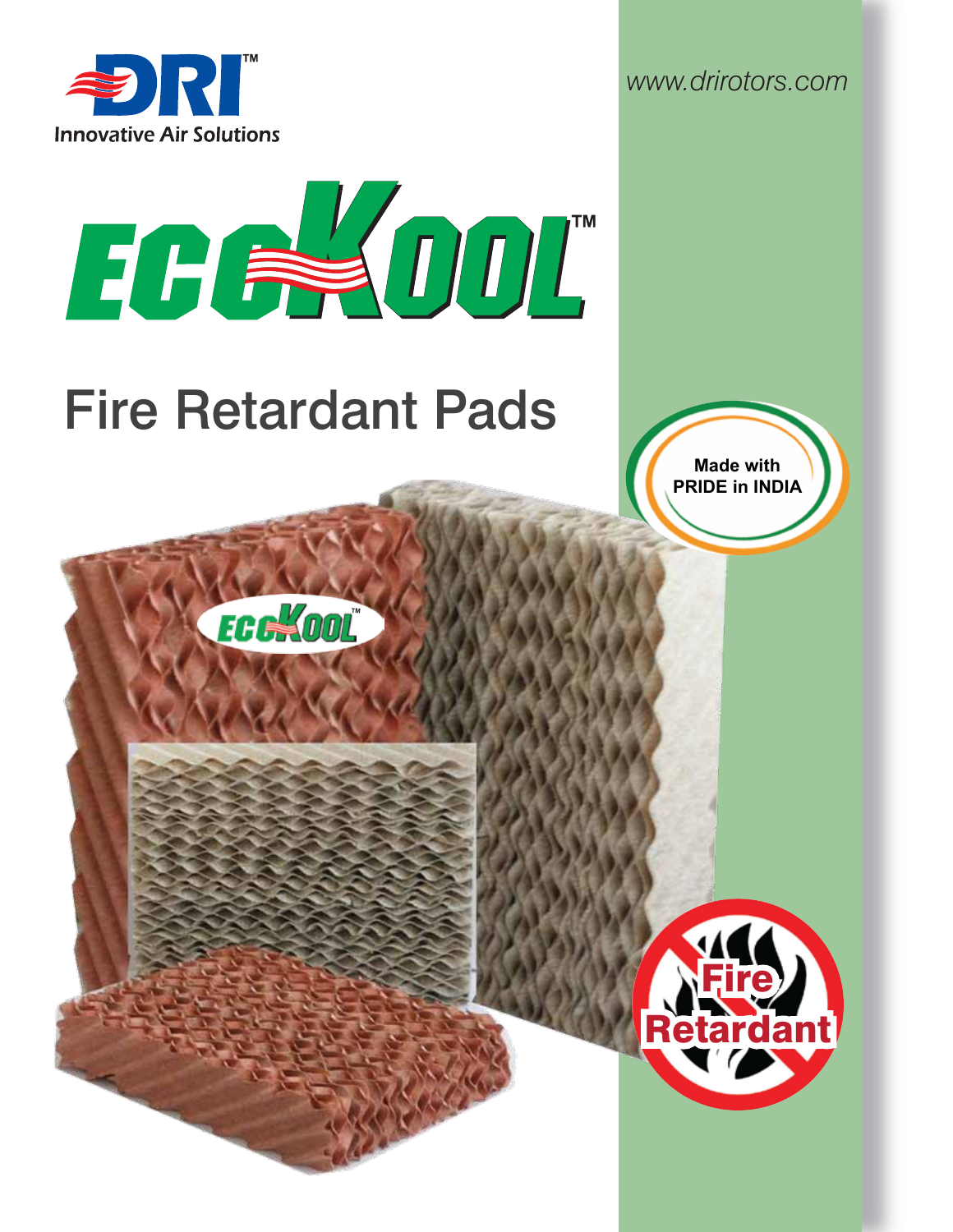DRI™

Innovative Air Solutions

www.drirotors.com

# ECOKOOL™

## Fire Retardant Pads

Made with PRIDE in INDIA

Fire Retardant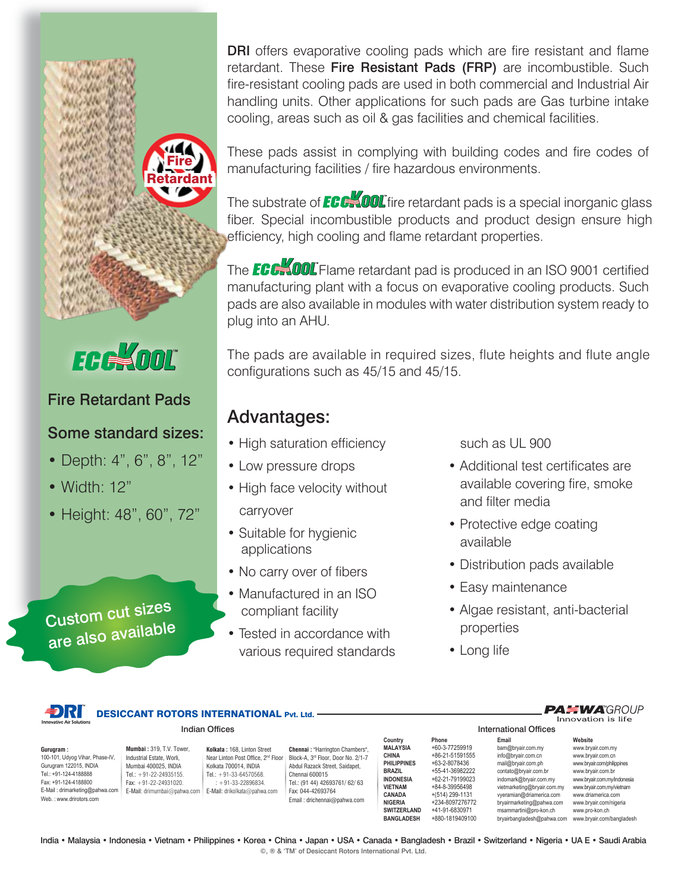Fire Retardant

ECOKOOL™

## Fire Retardant Pads

### Some standard sizes:

- Depth: 4", 6", 8", 12"
- Width: 12"
- Height: 48", 60", 72"

Custom cut sizes are also available

**DRI** offers evaporative cooling pads which are fire resistant and flame retardant. These **Fire Resistant Pads (FRP)** are incombustible. Such fire-resistant cooling pads are used in both commercial and Industrial Air handling units. Other applications for such pads are Gas turbine intake cooling, areas such as oil & gas facilities and chemical facilities.

These pads assist in complying with building codes and fire codes of manufacturing facilities / fire hazardous environments.

The substrate of ECOKOOL™ fire retardant pads is a special inorganic glass fiber. Special incombustible products and product design ensure high efficiency, high cooling and flame retardant properties.

The ECOKOOL™ Flame retardant pad is produced in an ISO 9001 certified manufacturing plant with a focus on evaporative cooling products. Such pads are also available in modules with water distribution system ready to plug into an AHU.

The pads are available in required sizes, flute heights and flute angle configurations such as 45/15 and 45/15.

## Advantages:

- High saturation efficiency
- Low pressure drops
- High face velocity without carryover
- Suitable for hygienic applications
- No carry over of fibers
- Manufactured in an ISO compliant facility
- Tested in accordance with various required standards such as UL 900
- Additional test certificates are available covering fire, smoke and filter media
- Protective edge coating available
- Distribution pads available
- Easy maintenance
- Algae resistant, anti-bacterial properties
- Long life

**DRI™** Innovative Air Solutions — **DESICCANT ROTORS INTERNATIONAL Pvt. Ltd.** — PAHWA GROUP Innovation is life

### Indian Offices

**Gurugram :** 100-101, Udyog Vihar, Phase-IV, Gurugram 122015, INDIA
Tel.: +91-124-4188888
Fax: +91-124-4188800
E-Mail : drimarketing@pahwa.com
Web. : www.drirotors.com

**Mumbai :** 319, T.V. Tower, Industrial Estate, Worli, Mumbai 400025, INDIA
Tel.: +91-22-24935155.
Fax: +91-22-24931020.
E-Mail: drimumbai@pahwa.com

**Kolkata :** 168, Linton Street Near Linton Post Office, 2nd Floor Kolkata 700014, INDIA
Tel.: +91-33-64570568.
: +91-33-22896834.
E-Mail: drikolkata@pahwa.com

**Chennai :** "Harrington Chambers", Block-A, 3rd Floor, Door No. 2/1-7 Abdul Razack Street, Saidapet, Chennai 600015
Tel.: (91 44) 42693761/ 62/ 63
Fax: 044-42693764
Email : drichennai@pahwa.com

### International Offices

| Country | Phone | Email | Website |
|---|---|---|---|
| MALAYSIA | +60-3-77259919 | bam@bryair.com.my | www.bryair.com.my |
| CHINA | +86-21-51591555 | info@bryair.com.cn | www.bryair.com.cn |
| PHILIPPINES | +63-2-8078436 | mail@bryair.com.ph | www.bryair.com/philippines |
| BRAZIL | +55-41-36982222 | contato@bryair.com.br | www.bryair.com.br |
| INDONESIA | +62-21-79199023 | indomark@bryair.com.my | www.bryair.com.my/indonesia |
| VIETNAM | +84-8-39956498 | vietmarketing@bryair.com.my | www.bryair.com.my/vietnam |
| CANADA | +(514) 299-1131 | vyeramian@driamerica.com | www.driamerica.com |
| NIGERIA | +234-8097276772 | bryairmarketing@pahwa.com | www.bryair.com/nigeria |
| SWITZERLAND | +41-91-6830971 | msammartini@pro-kon.ch | www.pro-kon.ch |
| BANGLADESH | +880-1819409100 | bryairbangladesh@pahwa.com | www.bryair.com/bangladesh |

India • Malaysia • Indonesia • Vietnam • Philippines • Korea • China • Japan • USA • Canada • Bangladesh • Brazil • Switzerland • Nigeria • UA E • Saudi Arabia

©, ® & 'TM' of Desiccant Rotors International Pvt. Ltd.